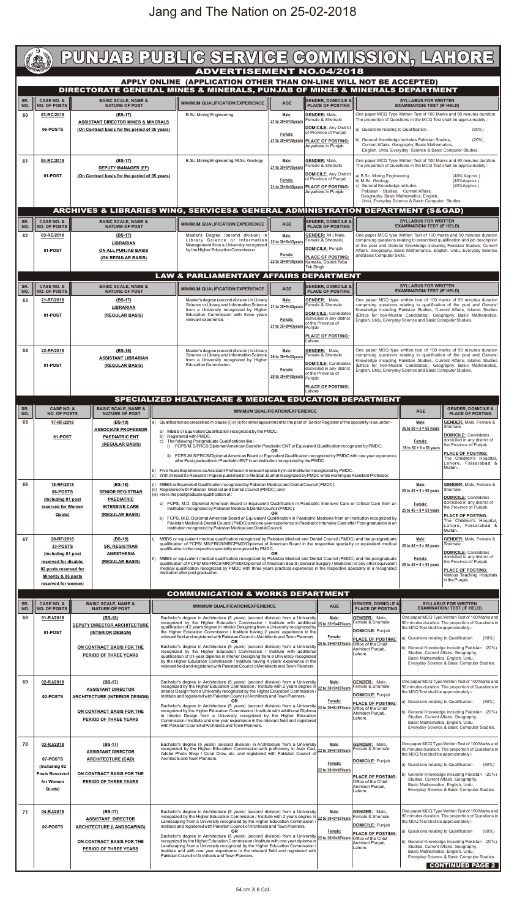# Jang and The Nation on 25-02-2018

# PUNJAB PUBLIC SERVICE COMMISSION, LAHORE

## ADVERTISEMENT NO.04/2018

### APPLY ONLINE (APPLICATION OTHER THAN ON-LINE WILL NOT BE ACCEPTED)

### DIRECTORATE GENERAL MINES & MINERALS, PUNJAB OF MINES & MINERALS DEPARTMENT

| SR. NO. | CASE NO. & NO. OF POSTS | BASIC SCALE, NAME & NATURE OF POST | MINIMUM QUALIFICATION/EXPERIENCE | AGE | GENDER, DOMICILE & PLACE OF POSTING | SYLLABUS FOR WRITTEN EXAMINATION/ TEST (IF HELD) |
|---|---|---|---|---|---|---|
| 60 | 03-RC/2018<br>06-POSTS | (BS-17)<br>ASSISTANT DIRECTOR MINES & MINERALS<br>(On Contract basis for the period of 05 years) | B.Sc. Mining Engineering. | Male:<br>21 to 30+5=35years<br>Female:<br>21 to 30+8=38years | GENDER: Male, Female & Shemale<br>DOMICILE: Any District of Province of Punjab<br>PLACE OF POSTING: Anywhere in Punjab | One paper MCQ Type Written Test of 100 Marks and 90 minutes duration. The proportion of Questions in the MCQ Test shall be approximately:-<br>a) Questions relating to Qualification. (80%)<br>b) General Knowledge includes Pakistan Studies, Current Affairs, Geography, Basic Mathematics, English, Urdu, Everyday Science & Basic Computer Studies. (20%) |
| 61 | 04-RC/2018<br>01-POST | (BS-17)<br>DEPUTY MANAGER (EF)<br>(On Contract basis for the period of 05 years) | B.Sc. Mining Engineering/ M.Sc. Geology | Male:<br>21 to 30+5=35years<br>Female:<br>21 to 30+8=38years | GENDER: Male, Female & Shemale<br>DOMICILE: Any District of Province of Punjab<br>PLACE OF POSTING: Anywhere in Punjab | One paper MCQ Type Written Test of 100 Marks and 90 minutes duration. The proportion of Questions in the MCQ Test shall be approximately:-<br>a) B.Sc. Mining Engineering (40% Approx.)<br>b) M.Sc. Geology (40%Approx.)<br>c) General Knowledge includes Pakistan Studies, Current Affairs, Geography, Basic Mathematics, English, Urdu, Everyday Science & Basic Computer Studies. (20%Approx.) |

### ARCHIVES & LIBRARIES WING, SERVICES& GENERAL ADMINISTRATION DEPARTMENT (S&GAD)

| SR. NO. | CASE NO. & NO. OF POSTS | BASIC SCALE, NAME & NATURE OF POST | MINIMUM QUALIFICATION/EXPERIENCE | AGE | GENDER, DOMICILE & PLACE OF POSTING | SYLLABUS FOR WRITTEN EXAMINATION/ TEST (IF HELD) |
|---|---|---|---|---|---|---|
| 62 | 03-RE/2018<br>01-POST | (BS-17)<br>LIBRARIAN<br>ON ALL PUNJAB BASIS<br>(ON REGULAR BASIS) | Master's Degree (second division) in Library Science or Information Management from a University recognized by the Higher Education Commission. | Male:<br>22 to 30+5=35years<br>Female:<br>22 to 30+8=38years | GENDER: All ( Male, Female & Shemale)<br>DOMICILE: Punjab<br>PLACE OF POSTING: Kamalia, District Toba Tek Singh | One paper MCQ type Written Test of 100 marks and 90 minutes duration comprising questions relating to prescribed qualification and job description of the post and General Knowledge including Pakistan Studies, Current Affairs, Geography, Basic Mathematics, English, Urdu, Everyday Science and Basic Computer Skills. |

### LAW & PARLIAMENTARY AFFAIRS DEPARTMENT

| SR. NO. | CASE NO. & NO. OF POSTS | BASIC SCALE, NAME & NATURE OF POST | MINIMUM QUALIFICATION/EXPERIENCE | AGE | GENDER, DOMICILE & PLACE OF POSTING | SYLLABUS FOR WRITTEN EXAMINATION/ TEST (IF HELD) |
|---|---|---|---|---|---|---|
| 63 | 21-RF/2018<br>01-POST | (BS-17)<br>LIBRARIAN<br>(REGULAR BASIS) | Master's degree (second division) in Library Science or Library and Information Science from a University recognized by Higher Education Commission with three years relevant experience. | Male:<br>21 to 35+5=40years<br>Female:<br>21 to 35+8=43years | GENDER: Male, Female & Shemale<br>DOMICILE: Candidates domiciled in any district of the Province of Punjab<br>PLACE OF POSTING: Lahore | One paper MCQ type written test of 100 marks of 90 minutes duration comprising questions relating to qualification of the post and General Knowledge including Pakistan Studies, Current Affairs, Islamic Studies (Ethics for non-Muslim Candidates), Geography, Basic Mathematics, English, Urdu, Everyday Science and Basic Computer Studies. |
| 64 | 22-RF/2018<br>01-POST | (BS-16)<br>ASSISTANT LIBRARIAN<br>(REGULAR BASIS) | Master's degree (second division) in Library Science or Library and Information Science from a University recognized by Higher Education Commission. | Male:<br>20 to 30+5=35years<br>Female:<br>20 to 30+8=38years | GENDER: Male, Female & Shemale<br>DOMICILE: Candidates domiciled in any district of the Province of Punjab<br>PLACE OF POSTING: Lahore | One paper MCQ type written test of 100 marks of 90 minutes duration comprising questions relating to qualification of the post and General Knowledge including Pakistan Studies, Current Affairs, Islamic Studies (Ethics for non-Muslim Candidates), Geography, Basic Mathematics, English, Urdu, Everyday Science and Basic Computer Studies. |

### SPECIALIZED HEALTHCARE & MEDICAL EDUCATION DEPARTMENT

| SR. NO. | CASE NO. & NO. OF POSTS | BASIC SCALE, NAME & NATURE OF POST | MINIMUM QUALIFICATION/EXPERIENCE | AGE | GENDER, DOMICILE & PLACE OF POSTING |
|---|---|---|---|---|---|
| 65 | 17-RF/2018<br>01-POST | (BS-19)<br>ASSOCIATE PROFESSOR<br>PAEDIATRIC ENT<br>(REGULAR BASIS) | a) Qualification as prescribed in clause (i) or (ii) for initial appointment to the post of Senior Registrar of the speciality is as under:-<br>a) MBBS or Equivalent Qualification recognized by the PMDC.<br>b) Registered with PMDC.<br>c) The following Postgraduate Qualifications like:-<br>i) FCPS/M.S/FRCS/Diplomat American Board in Paediatric ENT or Equivalent Qualification recognized by PMDC;<br>OR<br>ii) FCPS/M.S/FRCS/Diplomat American Board or Equivalent Qualification recognized by PMDC with one year experience after Post-graduation in Paediatric ENT in an Institution recognized by the PMDC.<br>b) Five Years Experience as Assistant Professor in relevant speciality in an Institution recognized by PMDC.<br>c) With at-least 03 Research Papers published in a Medical Journal recognized by PMDC while working as Assistant Professor. | Male:<br>35 to 50 + 5 = 55 years<br>Female:<br>35 to 50 + 8 = 58 years | GENDER: Male, Female & Shemale<br>DOMICILE: Candidates domiciled in any district of the Province of Punjab.<br>PLACE OF POSTING: The Children's Hospital, Lahore, Faisalabad & Multan. |
| 66 | 18-RF/2018<br>06-POSTS<br>(Including 01 post reserved for Women Quota) | (BS-18)<br>SENIOR REGISTRAR<br>PAEDIATRIC<br>INTENSIVE CARE<br>(REGULAR BASIS) | (i) MBBS or Equivalent Qualification recognized by Pakistan Medical and Dental Council (PMDC);<br>(ii) Registered with Pakistan Medical and Dental Council (PMDC); and<br>(iii) Have the postgraduate qualification of :<br>a) FCPS, M.D, Diplomat American Board or Equivalent Qualification in Paediatric Intensive Care or Critical Care from an Institution recognized by Pakistan Medical & Dental Council (PMDC);<br>OR<br>b) FCPS, M.D, Diplomat American Board or Equivalent Qualification in Paediatric Medicine from an Institution recognized by Pakistan Medical & Dental Council (PMDC) and one year experience in Paediatric Intensive Care after Post-graduation in an Institution recognized by Pakistan Medical and Dental Council. | Male:<br>25 to 45 + 5 = 50 years<br>Female:<br>25 to 45 + 8 = 53 years | GENDER: Male, Female & Shemale<br>DOMICILE: Candidates domiciled in any district of the Province of Punjab.<br>PLACE OF POSTING: The Children's Hospital, Lahore, Faisalabad & Multan. |
| 67 | 20-RF/2018<br>33-POSTS<br>(Including 01 post reserved for disable, 02 posts reserved for Minority & 05 posts reserved for women) | (BS-18)<br>SR. REGISTRAR<br>ANESTHESIA<br>(REGULAR BASIS) | i) MBBS or equivalent medical qualification recognized by Pakistan Medical and Dental Council (PMDC) and the postgraduate qualification of FCPS/ MS/FRCS/MRCP/MD/Diplomat of American Board in the respective speciality or equivalent medical qualification in the respective speciality recognized by PMDC;<br>OR<br>ii) MBBS or equivalent medical qualification recognized by Pakistan Medical and Dental Council (PMDC) and the postgraduate qualification of FCPS/ MS/FRCS/MRCP/MD/Diplomat of American Board (General Surgery / Medicine) or any other equivalent medical qualification recognized by PMDC with three years practical experience in the respective speciality in a recognized institution after post graduation. | Male:<br>25 to 45 + 5 = 50 years<br>Female:<br>25 to 45 + 8 = 53 years | GENDER: Male, Female & Shemale<br>DOMICILE: Candidates domiciled in any district of the Province of Punjab.<br>PLACE OF POSTING: Various Teaching Hospitals in the Punjab. |

### COMMUNICATION & WORKS DEPARTMENT

| SR. NO. | CASE NO. & NO. OF POSTS | BASIC SCALE, NAME & NATURE OF POST | MINIMUM QUALIFICATION/EXPERIENCE | AGE | GENDER, DOMICILE & PLACE OF POSTING | SYLLABUS FOR WRITTEN EXAMINATION/ TEST (IF HELD) |
|---|---|---|---|---|---|---|
| 68 | 01-RJ/2018<br>01-POST | (BS-18)<br>DEPUTY DIRECTOR ARCHITECTURE<br>(INTERIOR DESIGN)<br>ON CONTRACT BASIS FOR THE PERIOD OF THREE YEARS | Bachelor's degree in Architecture (5 years) (second division) from a University recognized by the Higher Education Commission / Institute with additional qualification of 2 years degree in Interior Designing from a University recognized by the Higher Education Commission / Institute having 2 years' experience in the relevant field and registered with Pakistan Council of Architects and Town Planners.<br>OR<br>Bachelor's degree in Architecture (5 years) (second division) from a University recognized by the Higher Education Commission / Institute with additional qualification of 01-year diploma in Interior Designing from a University recognized by the Higher Education Commission / Institute having 4 years' experience in the relevant field and registered with Pakistan Council of Architects and Town Planners. | Male:<br>25 to 35+5=40years<br>Female:<br>25 to 35+8=43years | GENDER: Male, Female & Shemale<br>DOMICILE: Punjab<br>PLACE OF POSTING: Office of the Chief Architect Punjab, Lahore. | One paper MCQ Type Written Test of 100 Marks and 90 minutes duration. The proportion of Questions in the MCQ Test shall be approximately:-<br>a) Questions relating to Qualification (80%)<br>b) General Knowledge including Pakistan Studies, Current Affairs, Geography, Basic Mathematics, English, Urdu, Everyday Science & Basic Computer Studies. (20%) |
| 69 | 02-RJ/2018<br>02-POSTS | (BS-17)<br>ASSISTANT DIRECTOR<br>ARCHITECTURE (INTERIOR DESIGN)<br>ON CONTRACT BASIS FOR THE PERIOD OF THREE YEARS | Bachelor's degree in Architecture (5 years) (second division) from a University recognized by the Higher Education Commission / Institute with 2 years degree in Interior Design from a University recognized by the Higher Education Commission / Institute and registered with Pakistan Council of Architects and Town Planners.<br>OR<br>Bachelor's degree in Architecture (5 years) (second division) from a University recognized by the Higher Education Commission / Institute with additional Diploma in Interior Design from a University recognized by the Higher Education Commission / Institute and one year experience in the relevant field and registered with Pakistan Council of Architects and Town Planners. | Male:<br>22 to 30+5=35years<br>Female:<br>22 to 30+8=38years | GENDER: Male, Female & Shemale<br>DOMICILE: Punjab<br>PLACE OF POSTING: Office of the Chief Architect Punjab, Lahore. | One paper MCQ Type Written Test of 100 Marks and 90 minutes duration. The proportion of Questions in the MCQ Test shall be approximately:-<br>a) Questions relating to Qualification (80%)<br>b) General Knowledge including Pakistan Studies, Current Affairs, Geography, Basic Mathematics, English, Urdu, Everyday Science & Basic Computer Studies. (20%) |
| 70 | 03-RJ/2018<br>07-POSTS<br>(including 02 Posts Reserved for Women Quota) | (BS-17)<br>ASSISTANT DIRECTOR<br>ARCHITECTURE (CAD)<br>ON CONTRACT BASIS FOR THE PERIOD OF THREE YEARS | Bachelor's degree (5 years) (second division) in Architecture from a University recognized by the Higher Education Commission with proficiency in Auto Cad, Adobe Photo Shop / Coral Draw etc. and registered with Pakistan Council of Architects and Town Planners. | Male:<br>22 to 30+5=35years<br>Female:<br>22 to 30+8=38years | GENDER: Male, Female & Shemale<br>DOMICILE: Punjab<br>PLACE OF POSTING: Office of the Chief Architect Punjab, Lahore. | One paper MCQ Type Written Test of 100 Marks and 90 minutes duration. The proportion of Questions in the MCQ Test shall be approximately:-<br>a) Questions relating to Qualification (80%)<br>b) General Knowledge including Pakistan Studies, Current Affairs, Geography, Basic Mathematics, English, Urdu, Everyday Science & Basic Computer Studies. (20%) |
| 71 | 04-RJ/2018<br>02-POSTS | (BS-17)<br>ASSISTANT DIRECTOR<br>ARCHITECTURE (LANDSCAPING)<br>ON CONTRACT BASIS FOR THE PERIOD OF THREE YEARS | Bachelor's degree in Architecture (5 years) (second division) from a University recognized by the Higher Education Commission / Institute with 2 years degree in Landscaping from a University recognized by the Higher Education Commission / Institute and registered with Pakistan Council of Architects and Town Planners.<br>OR<br>Bachelor's degree in Architecture (5 years) (second division) from a University recognized by the Higher Education Commission / Institute with one year diploma in Landscaping from a University recognized by the Higher Education Commission / Institute and with one year experience in the relevant field and registered with Pakistan Council of Architects and Town Planners. | Male:<br>22 to 30+5=35years<br>Female:<br>22 to 30+8=38years | GENDER: Male, Female & Shemale<br>DOMICILE: Punjab<br>PLACE OF POSTING: Office of the Chief Architect Punjab, Lahore. | One paper MCQ Type Written Test of 100 Marks and 90 minutes duration. The proportion of Questions in the MCQ Test shall be approximately:-<br>a) Questions relating to Qualification (80%)<br>b) General Knowledge including Pakistan Studies, Current Affairs, Geography, Basic Mathematics, English, Urdu, Everyday Science & Basic Computer Studies. (20%) |

**CONTINUED PAGE 2**

54 cm X 8 Col.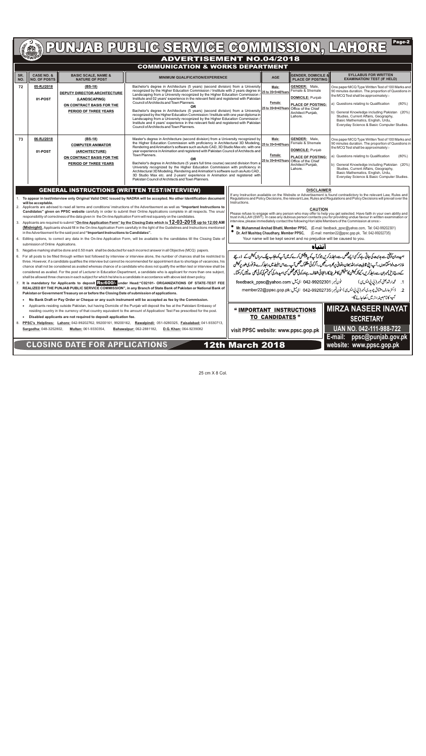# PUNJAB PUBLIC SERVICE COMMISSION, LAHORE

## ADVERTISEMENT NO.04/2018

### COMMUNICATION & WORKS DEPARTMENT

| SR. NO. | CASE NO. & NO. OF POSTS | BASIC SCALE, NAME & NATURE OF POST | MINIMUM QUALIFICATION/EXPERIENCE | AGE | GENDER, DOMICILE & PLACE OF POSTING | SYLLABUS FOR WRITTEN EXAMINATION/ TEST (IF HELD) |
|---|---|---|---|---|---|---|
| 72 | 05-RJ/2018<br>01-POST | (BS-18)<br>DEPUTY DIRECTOR ARCHITECTURE (LANDSCAPING)<br>ON CONTRACT BASIS FOR THE PERIOD OF THREE YEARS | Bachelor's degree in Architecture (5 years) (second division) from a University recognized by the Higher Education Commission / Institute with 2 years degree in Landscaping from a University recognized by the Higher Education Commission / Institute and 02 years' experience in the relevant field and registered with Pakistan Council of Architects and Town Planners.<br>OR<br>Bachelor's degree in Architecture (5 years) (second division) from a University recognized by the Higher Education Commission / Institute with one year diploma in Landscaping from a University recognized by the Higher Education Commission / Institute and 4 years' experience in the relevant field and registered with Pakistan Council of Architects and Town Planners. | Male:<br>25 to 35+5=40Years<br>Female:<br>25 to 35+8=43Years | GENDER: Male, Female & Shemale<br>DOMICILE: Punjab<br>PLACE OF POSTING: Office of the Chief Architect Punjab, Lahore. | One paper MCQ Type Written Test of 100 Marks and 90 minutes duration. The proportion of Questions in the MCQ Test shall be approximately:-<br>a) Questions relating to Qualification (80%)<br>b) General Knowledge including Pakistan Studies, Current Affairs, Geography, Basic Mathematics, English, Urdu, Everyday Science & Basic Computer Studies. (20%) |
| 73 | 06-RJ/2018<br>01-POST | (BS-18)<br>COMPUTER ANIMATOR (ARCHITECTURE)<br>ON CONTRACT BASIS FOR THE PERIOD OF THREE YEARS | Master's degree in Architecture (second division) from a University recognized by the Higher Education Commission with proficiency in Architectural 3D Modeling, Rendering and Animation's software such as Auto CAD, 3D Studio Max etc. with one year experience in Animation and registered with Pakistan Council of Architects and Town Planners.<br>OR<br>Bachelor's degree in Architecture (5 years full time course) second division from a University recognized by the Higher Education Commission with proficiency in Architectural 3D Modeling, Rendering and Animation's software such as Auto CAD, 3D Studio Max etc. and 2-years' experience in Animation and registered with Pakistan Council of Architects and Town Planners. | Male:<br>25 to 35+5=40Years<br>Female:<br>25 to 35+8=43Years | GENDER: Male, Female & Shemale<br>DOMICILE: Punjab<br>PLACE OF POSTING: Office of the Chief Architect Punjab, Lahore. | One paper MCQ Type Written Test of 100 Marks and 90 minutes duration. The proportion of Questions in the MCQ Test shall be approximately:-<br>a) Questions relating to Qualification (80%)<br>b) General Knowledge including Pakistan Studies, Current Affairs, Geography, Basic Mathematics, English, Urdu, Everyday Science & Basic Computer Studies. (20%) |

### GENERAL INSTRUCTIONS (WRITTEN TEST/INTERVIEW)

1. **To appear in test/interview only Original Valid CNIC issued by NADRA will be accepted. No other Identification document will be acceptable.**
2. Applicants are advised to read all terms and conditions/ instructions of the Advertisement as well as **"Important Instructions to Candidates" given on PPSC website** carefully in order to submit their Online Applications complete in all respects. The onus/ responsibility of correctness of the data given in the On-line Application Form will rest squarely on the candidates.
3. Applicants are required to submit **"On-line Application Form" by the Closing Date which is 12-03-2018 up to 12:00 AM (Midnight).** Applicants should fill in the On-line Application Form carefully in the light of the Guidelines and Instructions mentioned in the Advertisement for the said post and **"Important Instructions to Candidates".**
4. Editing options, to correct any data in the On-line Application Form, will be available to the candidates till the Closing Date of submission of Online Applications.
5. Negative marking shall be done and 0.50 mark shall be deducted for each incorrect answer in all Objective (MCQ) papers.
6. For all posts to be filled through written test followed by interview or interview alone, the number of chances shall be restricted to three. However, if a candidate qualifies the interview but cannot be recommended for appointment due to shortage of vacancies, his chance shall not be considered as availed whereas chance of a candidate who does not qualify the written test or interview shall be considered as availed. For the post of Lecturer in Education Department, a candidate who is applicant for more than one subject, shall be allowed three chances in each subject for which he/she is a candidate in accordance with above laid down policy.
7. **It is mandatory for Applicants to deposit Rs:600/- under Head:"C02101- ORGANIZATIONS OF STATE-TEST FEE REALIZED BY THE PUNJAB PUBLIC SERVICE COMMISSION", in any Branch of State Bank of Pakistan or National Bank of Pakistan or Government Treasury on or before the Closing Date of submission of applications.**
   - **No Bank Draft or Pay Order or Cheque or any such instrument will be accepted as fee by the Commission.**
   - Applicants residing outside Pakistan, but having Domicile of the Punjab will deposit the fee at the Pakistani Embassy of residing country in the currency of that country equivalent to the amount of Application/ Test Fee prescribed for the post.
   - **Disabled applicants are not required to deposit application fee.**
8. **PPSC's Helplines:** Lahore: 042-99202762, 99200161, 99200162, Rawalpindi: 051-9280325, Faisalabad: 041-9330713, Sargodha: 048-3252802, Multan: 061-9330354, Bahawalpur: 062-2881182, D.G. Khan: 064-9239082

### DISCLAIMER

If any Instruction available on the Website or Advertisement is found contradictory to the relevant Law, Rules and Regulations and Policy Decisions, the relevant Law, Rules and Regulations and Policy Decisions will prevail over the Instructions.

### CAUTION

Please refuse to engage with any person who may offer to help you get selected. Have faith in your own ability and trust in ALLAH (SWT). In case any dubious person contacts you for providing undue favour in written examination or interview, please immediately contact the following Hon'able Members of the Commission at once:-

- **Mr. Muhammad Arshad Bhatti, Member PPSC,** (E-mail: feedback_ppsc@yahoo.com, Tel: 042-99202301)
- **Dr. Arif Mushtaq Chaudhary, Member PPSC,** (E-mail: member22@ppsc.gop.pk, Tel: 042-99202735)

Your name will be kept secret and no prejudice will be caused to you.

### انتباہ

امیدواران کو تنبیہ کی جاتی ہے کہ کسی ایسے شخص سے رابطہ نہ کریں جو کہ آپ کو پیشکش کرے کہ میں آپ کو پنجاب پبلک سروس کمیشن کے ذریعے ملازمت دلوا سکتا ہوں۔ آپ اپنی قابلیت اور اللہ سبحان وتعالیٰ پر بھروسہ رکھیں۔ اگر کوئی مشکوک شخص آپ سے اس سلسلے میں رابطہ کرے تو فوری طور پر کمیشن کے درج ذیل ممبران سے رابطہ کریں، کیونکہ کمیشن کا طریقہ کار انتہائی شفاف ہے اور کوئی بھی شخص کسی امیدوار کی کسی قسم کی کوئی بھی مدد نہیں کر سکتا۔

1. محمد ارشد بھٹی، ممبر (پی پی ایس سی) فون نمبر: 042-99202301 ای میل: feedback_ppsc@yahoo.com
2. ڈاکٹر عارف مشتاق چوہدری، ممبر (پی پی ایس سی) فون نمبر: 042-99202735 ای میل: member22@ppsc.gop.pk

آپ کا نام صیغہ راز میں رکھا جائے گا۔

**" IMPORTANT INSTRUCTIONS TO CANDIDATES "**

visit PPSC website: www.ppsc.gop.pk

**MIRZA NASEER INAYAT**
**SECRETARY**

**UAN NO. 042-111-988-722**
**E-mail: ppsc@punjab.gov.pk**
**website: www.ppsc.gop.pk**

## CLOSING DATE FOR APPLICATIONS 12th March 2018

25 cm X 8 Col.